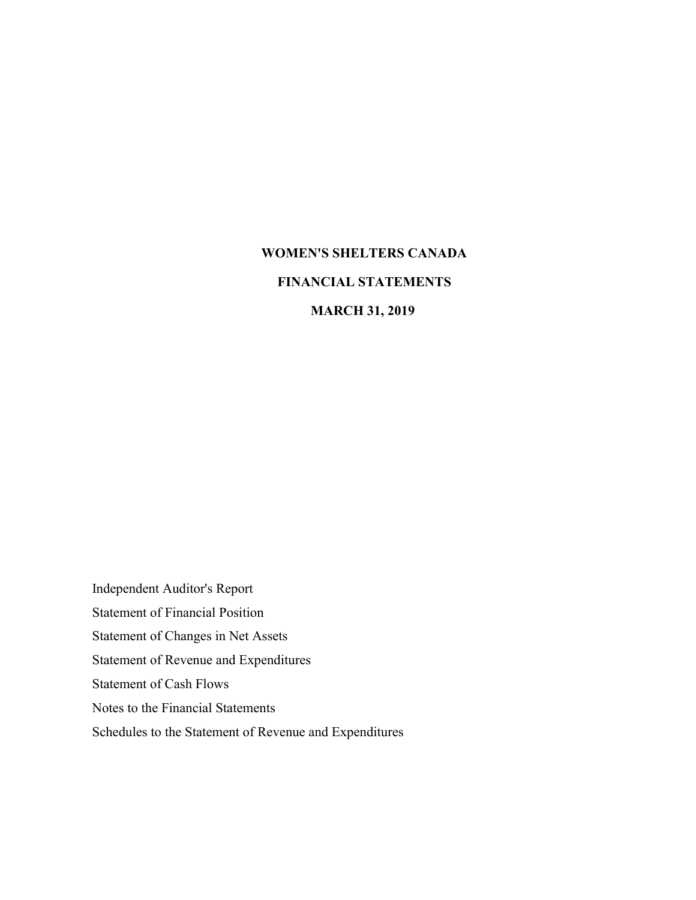# WOMEN'S SHELTERS CANADA

## FINANCIAL STATEMENTS

## MARCH 31, 2019

Independent Auditor's Report

Statement of Financial Position

Statement of Changes in Net Assets

Statement of Revenue and Expenditures

Statement of Cash Flows

Notes to the Financial Statements

Schedules to the Statement of Revenue and Expenditures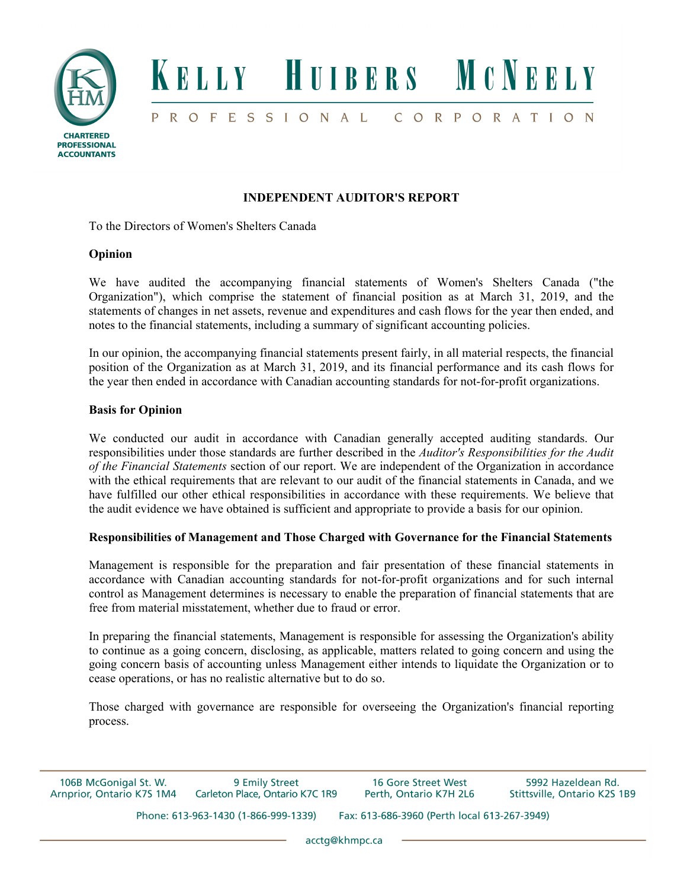# INDEPENDENT AUDITOR'S REPORT

To the Directors of Women's Shelters Canada

**Opinion**

We have audited the accompanying financial statements of Women's Shelters Canada ("the Organization"), which comprise the statement of financial position as at March 31, 2019, and the statements of changes in net assets, revenue and expenditures and cash flows for the year then ended, and notes to the financial statements, including a summary of significant accounting policies.

In our opinion, the accompanying financial statements present fairly, in all material respects, the financial position of the Organization as at March 31, 2019, and its financial performance and its cash flows for the year then ended in accordance with Canadian accounting standards for not-for-profit organizations.

**Basis for Opinion**

We conducted our audit in accordance with Canadian generally accepted auditing standards. Our responsibilities under those standards are further described in the *Auditor's Responsibilities for the Audit of the Financial Statements* section of our report. We are independent of the Organization in accordance with the ethical requirements that are relevant to our audit of the financial statements in Canada, and we have fulfilled our other ethical responsibilities in accordance with these requirements. We believe that the audit evidence we have obtained is sufficient and appropriate to provide a basis for our opinion.

**Responsibilities of Management and Those Charged with Governance for the Financial Statements**

Management is responsible for the preparation and fair presentation of these financial statements in accordance with Canadian accounting standards for not-for-profit organizations and for such internal control as Management determines is necessary to enable the preparation of financial statements that are free from material misstatement, whether due to fraud or error.

In preparing the financial statements, Management is responsible for assessing the Organization's ability to continue as a going concern, disclosing, as applicable, matters related to going concern and using the going concern basis of accounting unless Management either intends to liquidate the Organization or to cease operations, or has no realistic alternative but to do so.

Those charged with governance are responsible for overseeing the Organization's financial reporting process.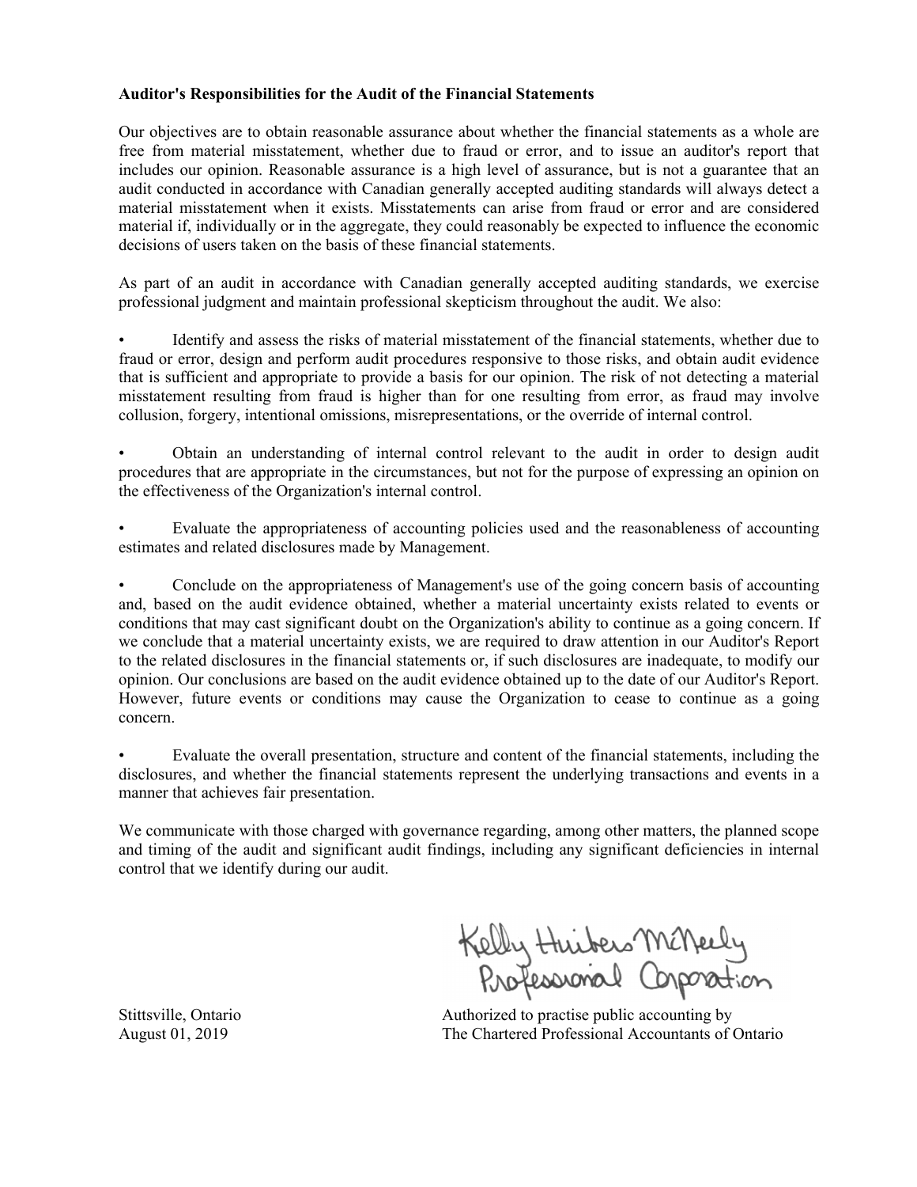**Auditor's Responsibilities for the Audit of the Financial Statements**

Our objectives are to obtain reasonable assurance about whether the financial statements as a whole are free from material misstatement, whether due to fraud or error, and to issue an auditor's report that includes our opinion. Reasonable assurance is a high level of assurance, but is not a guarantee that an audit conducted in accordance with Canadian generally accepted auditing standards will always detect a material misstatement when it exists. Misstatements can arise from fraud or error and are considered material if, individually or in the aggregate, they could reasonably be expected to influence the economic decisions of users taken on the basis of these financial statements.

As part of an audit in accordance with Canadian generally accepted auditing standards, we exercise professional judgment and maintain professional skepticism throughout the audit. We also:

- Identify and assess the risks of material misstatement of the financial statements, whether due to fraud or error, design and perform audit procedures responsive to those risks, and obtain audit evidence that is sufficient and appropriate to provide a basis for our opinion. The risk of not detecting a material misstatement resulting from fraud is higher than for one resulting from error, as fraud may involve collusion, forgery, intentional omissions, misrepresentations, or the override of internal control.

- Obtain an understanding of internal control relevant to the audit in order to design audit procedures that are appropriate in the circumstances, but not for the purpose of expressing an opinion on the effectiveness of the Organization's internal control.

- Evaluate the appropriateness of accounting policies used and the reasonableness of accounting estimates and related disclosures made by Management.

- Conclude on the appropriateness of Management's use of the going concern basis of accounting and, based on the audit evidence obtained, whether a material uncertainty exists related to events or conditions that may cast significant doubt on the Organization's ability to continue as a going concern. If we conclude that a material uncertainty exists, we are required to draw attention in our Auditor's Report to the related disclosures in the financial statements or, if such disclosures are inadequate, to modify our opinion. Our conclusions are based on the audit evidence obtained up to the date of our Auditor's Report. However, future events or conditions may cause the Organization to cease to continue as a going concern.

- Evaluate the overall presentation, structure and content of the financial statements, including the disclosures, and whether the financial statements represent the underlying transactions and events in a manner that achieves fair presentation.

We communicate with those charged with governance regarding, among other matters, the planned scope and timing of the audit and significant audit findings, including any significant deficiencies in internal control that we identify during our audit.

Kelly Huibers McNeely Professional Corporation

Stittsville, Ontario
August 01, 2019

Authorized to practise public accounting by
The Chartered Professional Accountants of Ontario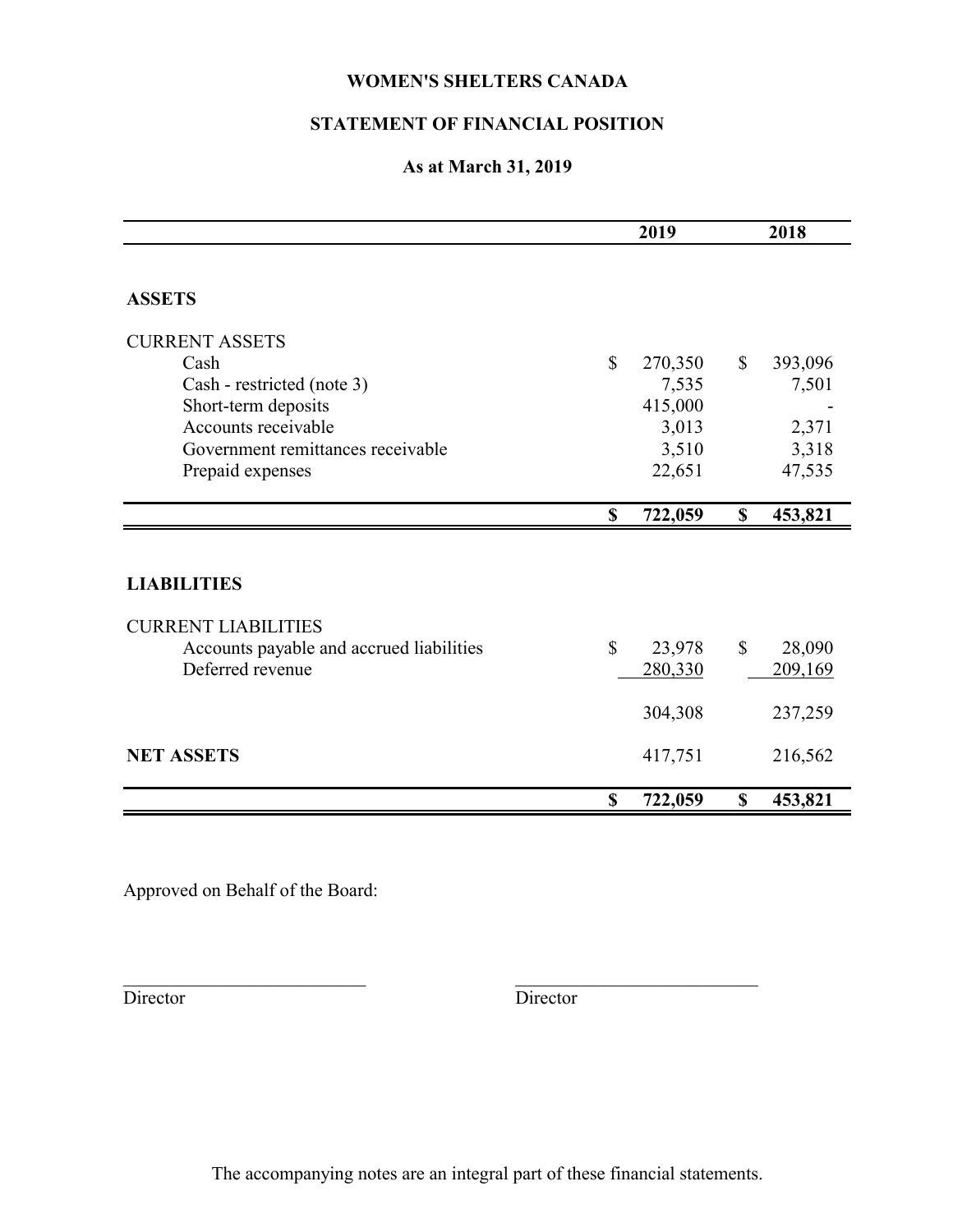# WOMEN'S SHELTERS CANADA

## STATEMENT OF FINANCIAL POSITION

### As at March 31, 2019

| | 2019 | 2018 |
|---|---|---|
| **ASSETS** | | |
| CURRENT ASSETS | | |
| Cash | $ 270,350 | $ 393,096 |
| Cash - restricted (note 3) | 7,535 | 7,501 |
| Short-term deposits | 415,000 | - |
| Accounts receivable | 3,013 | 2,371 |
| Government remittances receivable | 3,510 | 3,318 |
| Prepaid expenses | 22,651 | 47,535 |
| | **$ 722,059** | **$ 453,821** |
| **LIABILITIES** | | |
| CURRENT LIABILITIES | | |
| Accounts payable and accrued liabilities | $ 23,978 | $ 28,090 |
| Deferred revenue | 280,330 | 209,169 |
| | 304,308 | 237,259 |
| **NET ASSETS** | 417,751 | 216,562 |
| | **$ 722,059** | **$ 453,821** |

Approved on Behalf of the Board:

\_\_\_\_\_\_\_\_\_\_\_\_\_\_\_\_\_\_\_\_\_\_\_\_\_\_\_ Director

\_\_\_\_\_\_\_\_\_\_\_\_\_\_\_\_\_\_\_\_\_\_\_\_\_\_\_ Director

The accompanying notes are an integral part of these financial statements.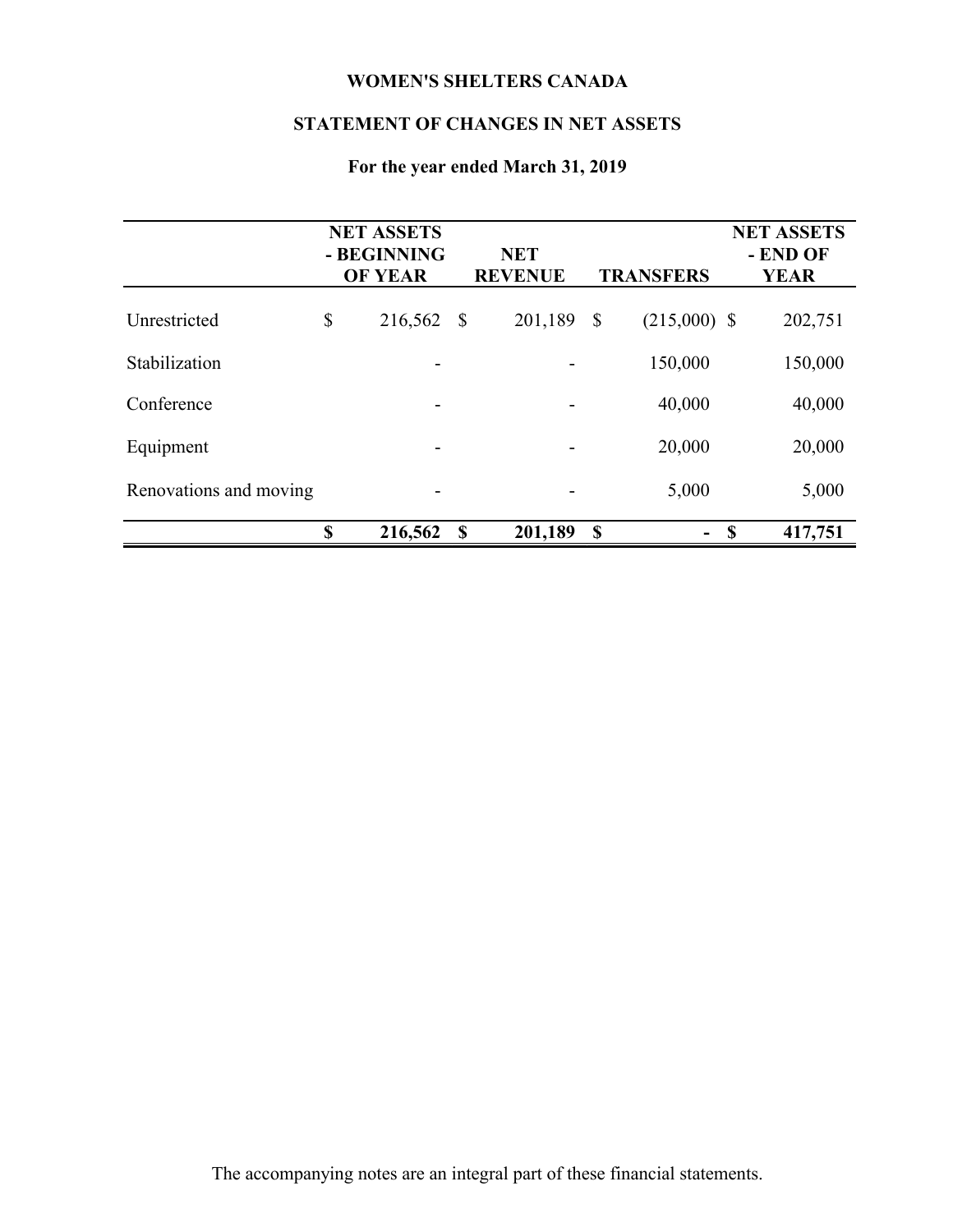# WOMEN'S SHELTERS CANADA

## STATEMENT OF CHANGES IN NET ASSETS

### For the year ended March 31, 2019

| | NET ASSETS - BEGINNING OF YEAR | NET REVENUE | TRANSFERS | NET ASSETS - END OF YEAR |
|---|---|---|---|---|
| Unrestricted | $ 216,562 | $ 201,189 | $ (215,000) | $ 202,751 |
| Stabilization | - | - | 150,000 | 150,000 |
| Conference | - | - | 40,000 | 40,000 |
| Equipment | - | - | 20,000 | 20,000 |
| Renovations and moving | - | - | 5,000 | 5,000 |
| | **$ 216,562** | **$ 201,189** | **$ -** | **$ 417,751** |

The accompanying notes are an integral part of these financial statements.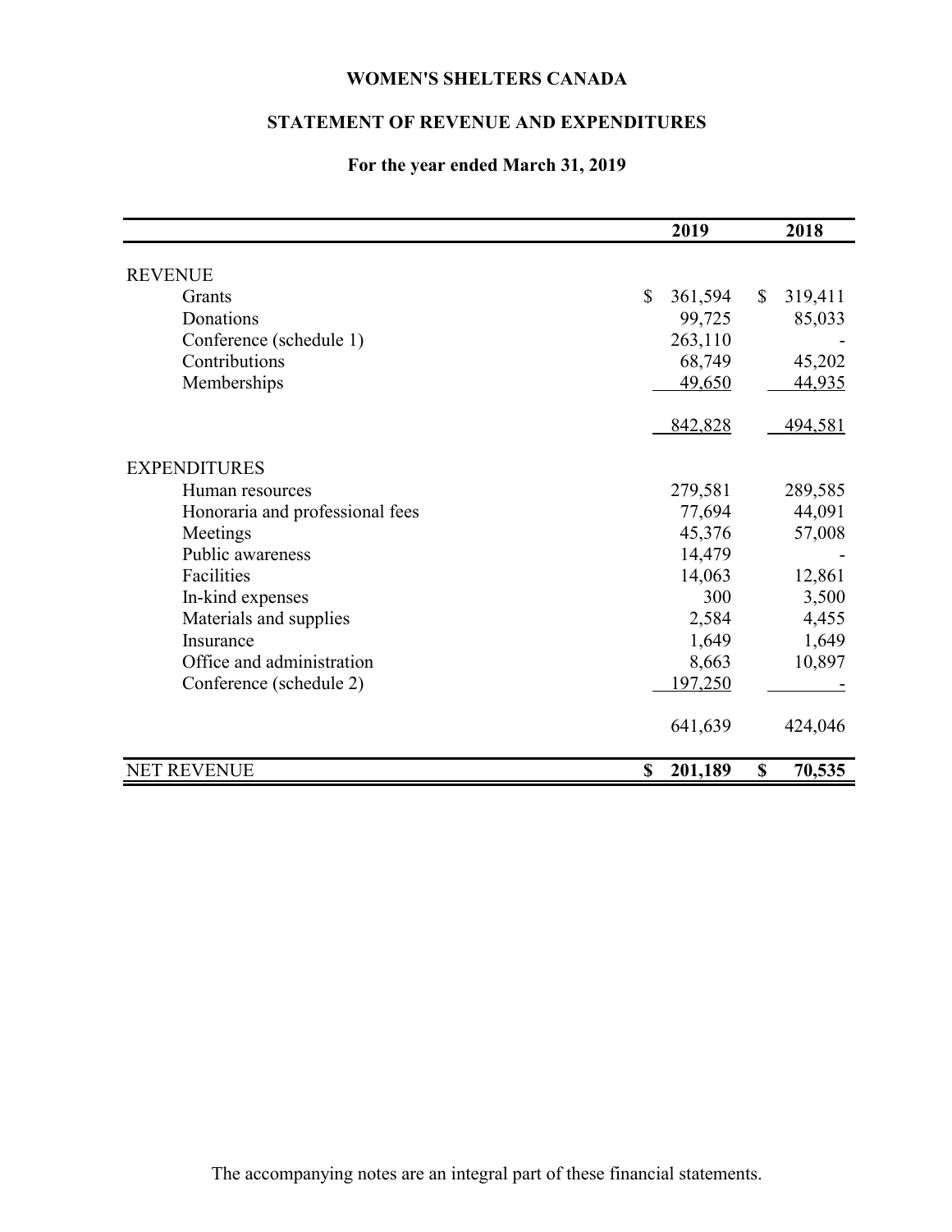# WOMEN'S SHELTERS CANADA

## STATEMENT OF REVENUE AND EXPENDITURES

### For the year ended March 31, 2019

| | 2019 | 2018 |
|---|---|---|
| **REVENUE** | | |
| Grants | $ 361,594 | $ 319,411 |
| Donations | 99,725 | 85,033 |
| Conference (schedule 1) | 263,110 | - |
| Contributions | 68,749 | 45,202 |
| Memberships | 49,650 | 44,935 |
| | 842,828 | 494,581 |
| **EXPENDITURES** | | |
| Human resources | 279,581 | 289,585 |
| Honoraria and professional fees | 77,694 | 44,091 |
| Meetings | 45,376 | 57,008 |
| Public awareness | 14,479 | - |
| Facilities | 14,063 | 12,861 |
| In-kind expenses | 300 | 3,500 |
| Materials and supplies | 2,584 | 4,455 |
| Insurance | 1,649 | 1,649 |
| Office and administration | 8,663 | 10,897 |
| Conference (schedule 2) | 197,250 | - |
| | 641,639 | 424,046 |
| NET REVENUE | **$ 201,189** | **$ 70,535** |

The accompanying notes are an integral part of these financial statements.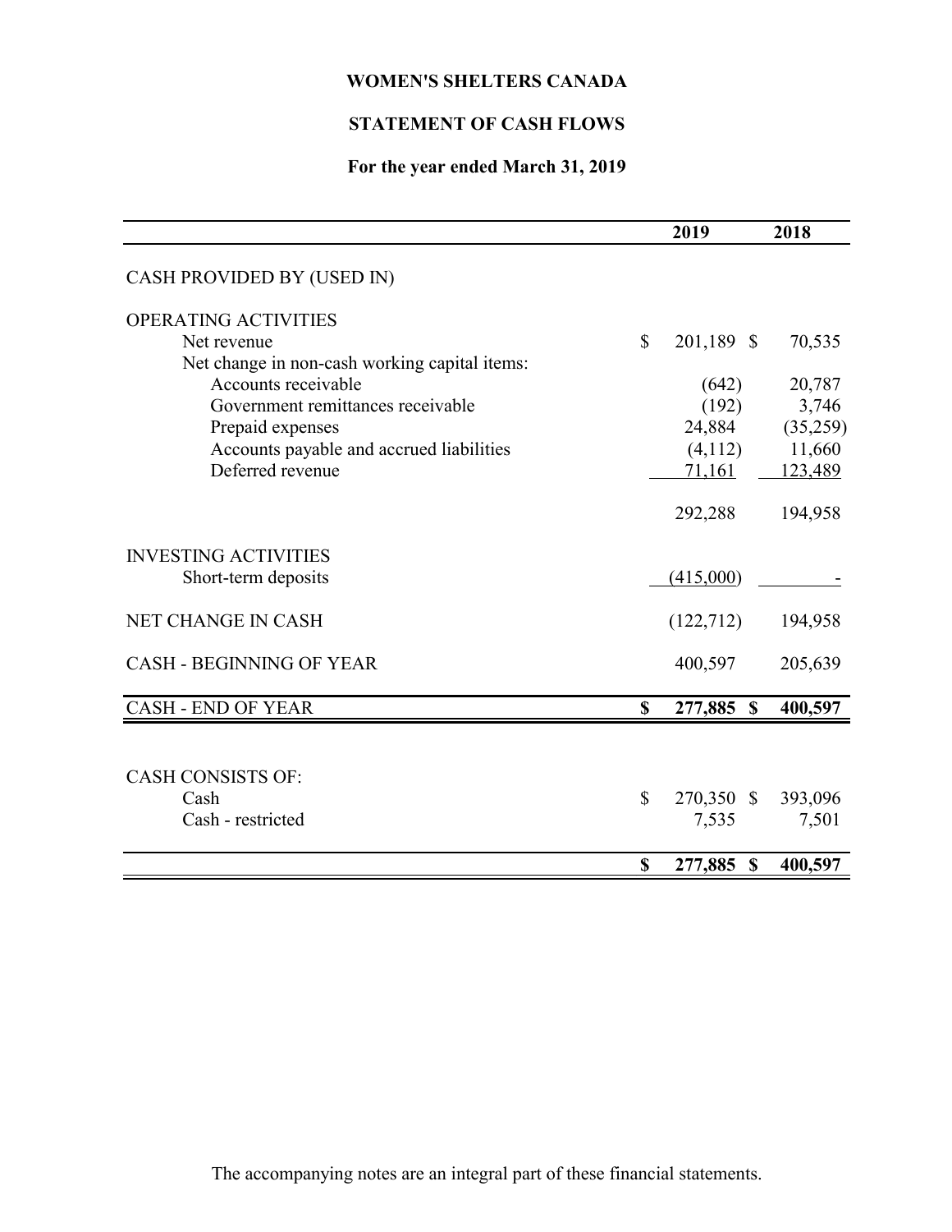**WOMEN'S SHELTERS CANADA**

**STATEMENT OF CASH FLOWS**

**For the year ended March 31, 2019**

| | 2019 | 2018 |
|---|---|---|
| CASH PROVIDED BY (USED IN) | | |
| OPERATING ACTIVITIES | | |
| Net revenue | $ 201,189 | $ 70,535 |
| Net change in non-cash working capital items: | | |
| Accounts receivable | (642) | 20,787 |
| Government remittances receivable | (192) | 3,746 |
| Prepaid expenses | 24,884 | (35,259) |
| Accounts payable and accrued liabilities | (4,112) | 11,660 |
| Deferred revenue | 71,161 | 123,489 |
| | 292,288 | 194,958 |
| INVESTING ACTIVITIES | | |
| Short-term deposits | (415,000) | - |
| NET CHANGE IN CASH | (122,712) | 194,958 |
| CASH - BEGINNING OF YEAR | 400,597 | 205,639 |
| CASH - END OF YEAR | **$ 277,885** | **$ 400,597** |
| CASH CONSISTS OF: | | |
| Cash | $ 270,350 | $ 393,096 |
| Cash - restricted | 7,535 | 7,501 |
| | **$ 277,885** | **$ 400,597** |

The accompanying notes are an integral part of these financial statements.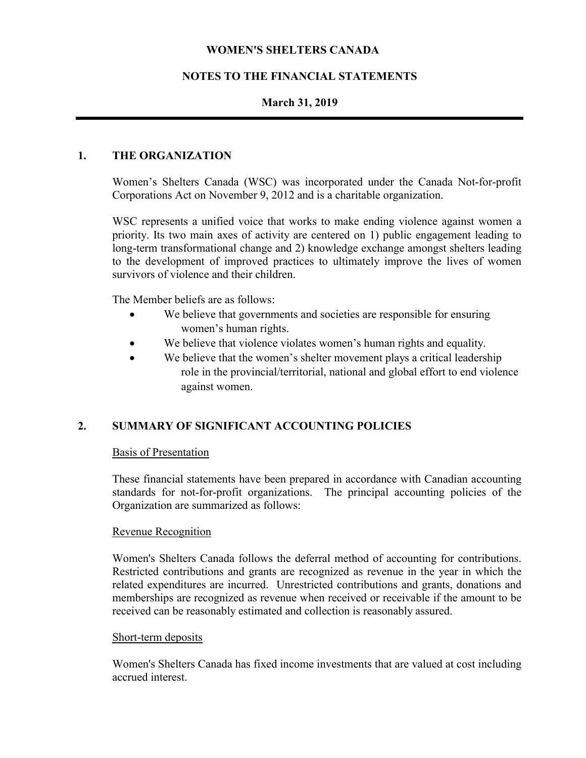# WOMEN'S SHELTERS CANADA

## NOTES TO THE FINANCIAL STATEMENTS

### March 31, 2019

## 1. THE ORGANIZATION

Women's Shelters Canada (WSC) was incorporated under the Canada Not-for-profit Corporations Act on November 9, 2012 and is a charitable organization.

WSC represents a unified voice that works to make ending violence against women a priority. Its two main axes of activity are centered on 1) public engagement leading to long-term transformational change and 2) knowledge exchange amongst shelters leading to the development of improved practices to ultimately improve the lives of women survivors of violence and their children.

The Member beliefs are as follows:

- We believe that governments and societies are responsible for ensuring women's human rights.
- We believe that violence violates women's human rights and equality.
- We believe that the women's shelter movement plays a critical leadership role in the provincial/territorial, national and global effort to end violence against women.

## 2. SUMMARY OF SIGNIFICANT ACCOUNTING POLICIES

Basis of Presentation

These financial statements have been prepared in accordance with Canadian accounting standards for not-for-profit organizations. The principal accounting policies of the Organization are summarized as follows:

Revenue Recognition

Women's Shelters Canada follows the deferral method of accounting for contributions. Restricted contributions and grants are recognized as revenue in the year in which the related expenditures are incurred. Unrestricted contributions and grants, donations and memberships are recognized as revenue when received or receivable if the amount to be received can be reasonably estimated and collection is reasonably assured.

Short-term deposits

Women's Shelters Canada has fixed income investments that are valued at cost including accrued interest.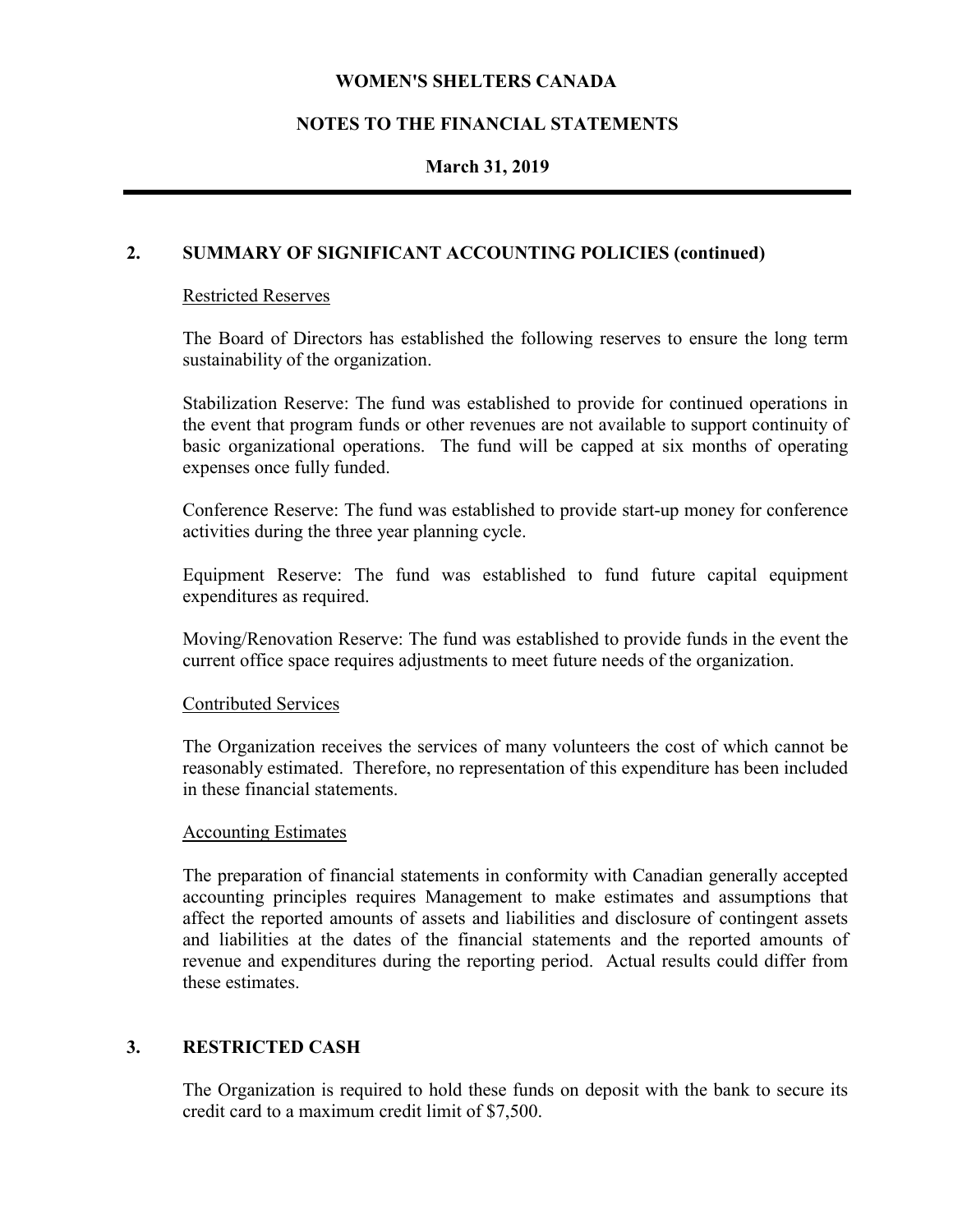## 2. SUMMARY OF SIGNIFICANT ACCOUNTING POLICIES (continued)

### Restricted Reserves

The Board of Directors has established the following reserves to ensure the long term sustainability of the organization.

Stabilization Reserve: The fund was established to provide for continued operations in the event that program funds or other revenues are not available to support continuity of basic organizational operations. The fund will be capped at six months of operating expenses once fully funded.

Conference Reserve: The fund was established to provide start-up money for conference activities during the three year planning cycle.

Equipment Reserve: The fund was established to fund future capital equipment expenditures as required.

Moving/Renovation Reserve: The fund was established to provide funds in the event the current office space requires adjustments to meet future needs of the organization.

### Contributed Services

The Organization receives the services of many volunteers the cost of which cannot be reasonably estimated. Therefore, no representation of this expenditure has been included in these financial statements.

### Accounting Estimates

The preparation of financial statements in conformity with Canadian generally accepted accounting principles requires Management to make estimates and assumptions that affect the reported amounts of assets and liabilities and disclosure of contingent assets and liabilities at the dates of the financial statements and the reported amounts of revenue and expenditures during the reporting period. Actual results could differ from these estimates.

## 3. RESTRICTED CASH

The Organization is required to hold these funds on deposit with the bank to secure its credit card to a maximum credit limit of $7,500.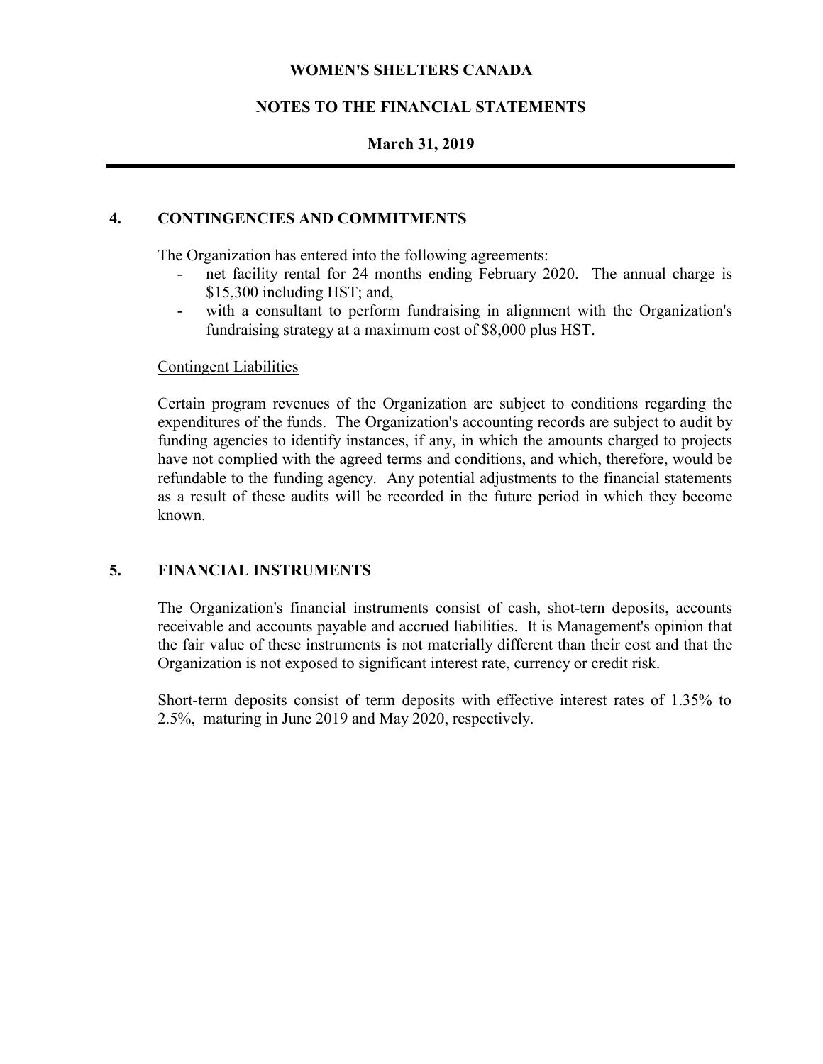# WOMEN'S SHELTERS CANADA

## NOTES TO THE FINANCIAL STATEMENTS

### March 31, 2019

## 4. CONTINGENCIES AND COMMITMENTS

The Organization has entered into the following agreements:

- net facility rental for 24 months ending February 2020. The annual charge is $15,300 including HST; and,
- with a consultant to perform fundraising in alignment with the Organization's fundraising strategy at a maximum cost of $8,000 plus HST.

Contingent Liabilities

Certain program revenues of the Organization are subject to conditions regarding the expenditures of the funds. The Organization's accounting records are subject to audit by funding agencies to identify instances, if any, in which the amounts charged to projects have not complied with the agreed terms and conditions, and which, therefore, would be refundable to the funding agency. Any potential adjustments to the financial statements as a result of these audits will be recorded in the future period in which they become known.

## 5. FINANCIAL INSTRUMENTS

The Organization's financial instruments consist of cash, shot-tern deposits, accounts receivable and accounts payable and accrued liabilities. It is Management's opinion that the fair value of these instruments is not materially different than their cost and that the Organization is not exposed to significant interest rate, currency or credit risk.

Short-term deposits consist of term deposits with effective interest rates of 1.35% to 2.5%, maturing in June 2019 and May 2020, respectively.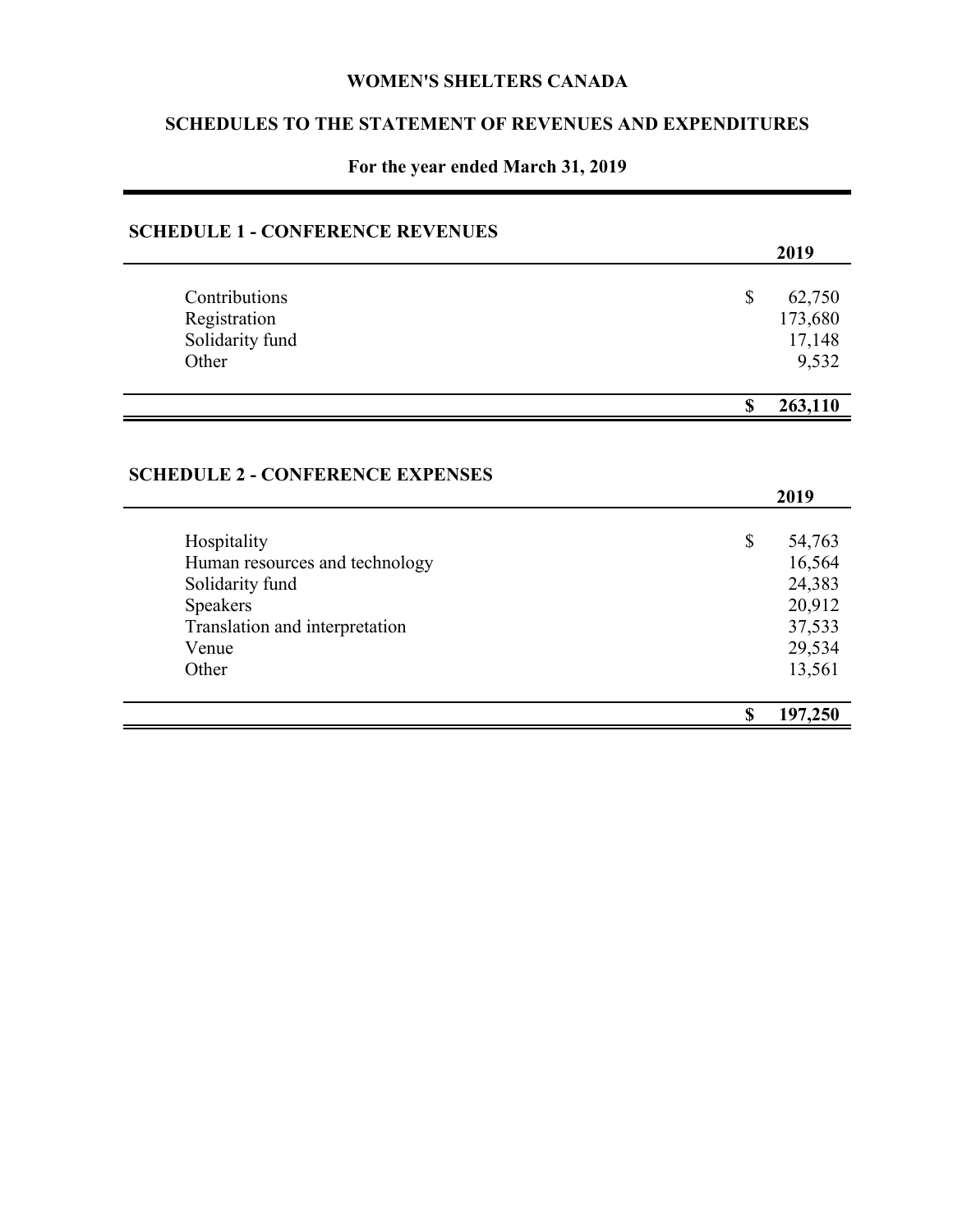**WOMEN'S SHELTERS CANADA**

**SCHEDULES TO THE STATEMENT OF REVENUES AND EXPENDITURES**

**For the year ended March 31, 2019**

## SCHEDULE 1 - CONFERENCE REVENUES

| | | **2019** |
|---|---|---|
| Contributions | $ | 62,750 |
| Registration | | 173,680 |
| Solidarity fund | | 17,148 |
| Other | | 9,532 |
| | **$** | **263,110** |

## SCHEDULE 2 - CONFERENCE EXPENSES

| | | **2019** |
|---|---|---|
| Hospitality | $ | 54,763 |
| Human resources and technology | | 16,564 |
| Solidarity fund | | 24,383 |
| Speakers | | 20,912 |
| Translation and interpretation | | 37,533 |
| Venue | | 29,534 |
| Other | | 13,561 |
| | **$** | **197,250** |